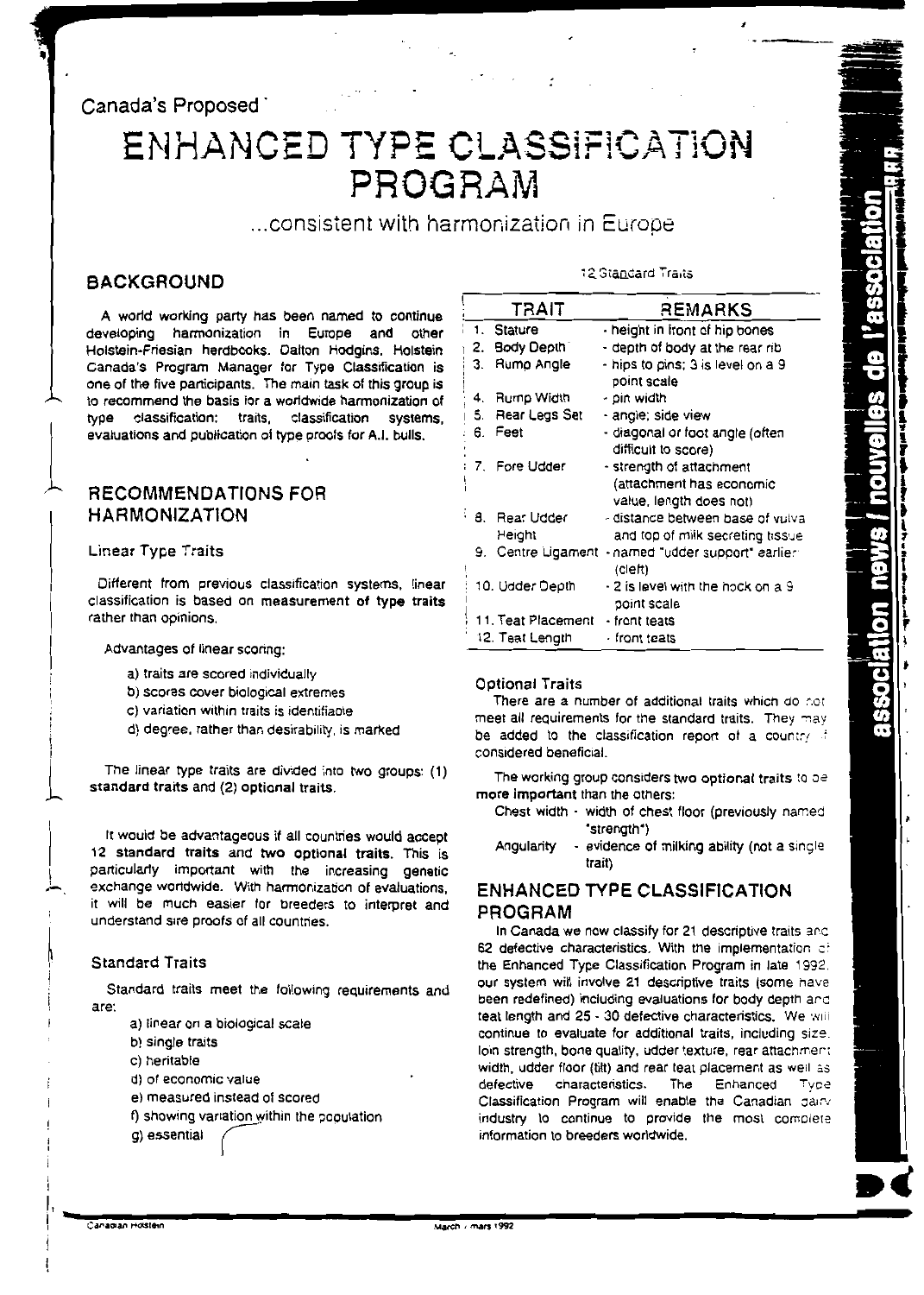Canada's Proposed

# ENHANCED TYPE CLASSIFICATION PROGRAM

...consistent with harmonization in Europe

## BACKGROUND

A world working party has been named to continue developing harmonization in Europe and other Holstein-Friesian herdbooks. Dalton Hodgins, Holstein Canada's Program Manager for Type Classification is one of the five participants. The main task of this group is to recommend the basis for a worldwide harmonization of type classification: traits, classification systems, evaluations and publication of type proofs for A.I. bulls.

## RECOMMENDATIONS FOR HARMONIZATION

### Linear Type Traits

Different from previous classification systems, linear classification is based on **measurement of type traits** rather than opinions.

Advantages of linear scoring:

- a) traits are scored individually
- b) scores cover biological extremes
- c) variation within traits is identifiable
- d) degree, rather than desirability, is marked

The linear type traits are divided into two groups: (1) **standard traits** and (2) **optional traits**.

It would be advantageous if all countries would accept **12 standard traits** and **two optional traits**. This is particularly important with the increasing genetic exchange worldwide. With harmonization of evaluations, it will be much easier for breeders to interpret and understand sire proofs of all countries.

### Standard Traits

Standard traits meet the following requirements and are:

- a) linear on a biological scale
- b) single traits
- c) heritable
- d) of economic value
- e) measured instead of scored
- f) showing variation within the population
- g) essential

12 Standard Traits

| TRAIT | REMARKS |
|---|---|
| 1. Stature | - height in front of hip bones |
| 2. Body Depth | - depth of body at the rear rib |
| 3. Rump Angle | - hips to pins; 3 is level on a 9 point scale |
| 4. Rump Width | - pin width |
| 5. Rear Legs Set | - angle; side view |
| 6. Feet | - diagonal or foot angle (often difficult to score) |
| 7. Fore Udder | - strength of attachment (attachment has economic value, length does not) |
| 8. Rear Udder Height | - distance between base of vulva and top of milk secreting tissue |
| 9. Centre Ligament | - named "udder support" earlier (cleft) |
| 10. Udder Depth | - 2 is level with the hock on a 9 point scale |
| 11. Teat Placement | - front teats |
| 12. Teat Length | - front teats |

### Optional Traits

There are a number of additional traits which do not meet all requirements for the standard traits. They may be added to the classification report of a country if considered beneficial.

The working group considers two optional traits to be **more important** than the others:

- Chest width - width of chest floor (previously named "strength")
- Angularity - evidence of milking ability (not a single trait)

## ENHANCED TYPE CLASSIFICATION PROGRAM

In Canada we now classify for 21 descriptive traits and 62 defective characteristics. With the implementation of the Enhanced Type Classification Program in late 1992, our system will involve 21 descriptive traits (some have been redefined) including evaluations for body depth and teat length and 25 - 30 defective characteristics. We will continue to evaluate for additional traits, including size, loin strength, bone quality, udder texture, rear attachment width, udder floor (tilt) and rear teat placement as well as defective characteristics. The Enhanced Type Classification Program will enable the Canadian dairy industry to continue to provide the most complete information to breeders worldwide.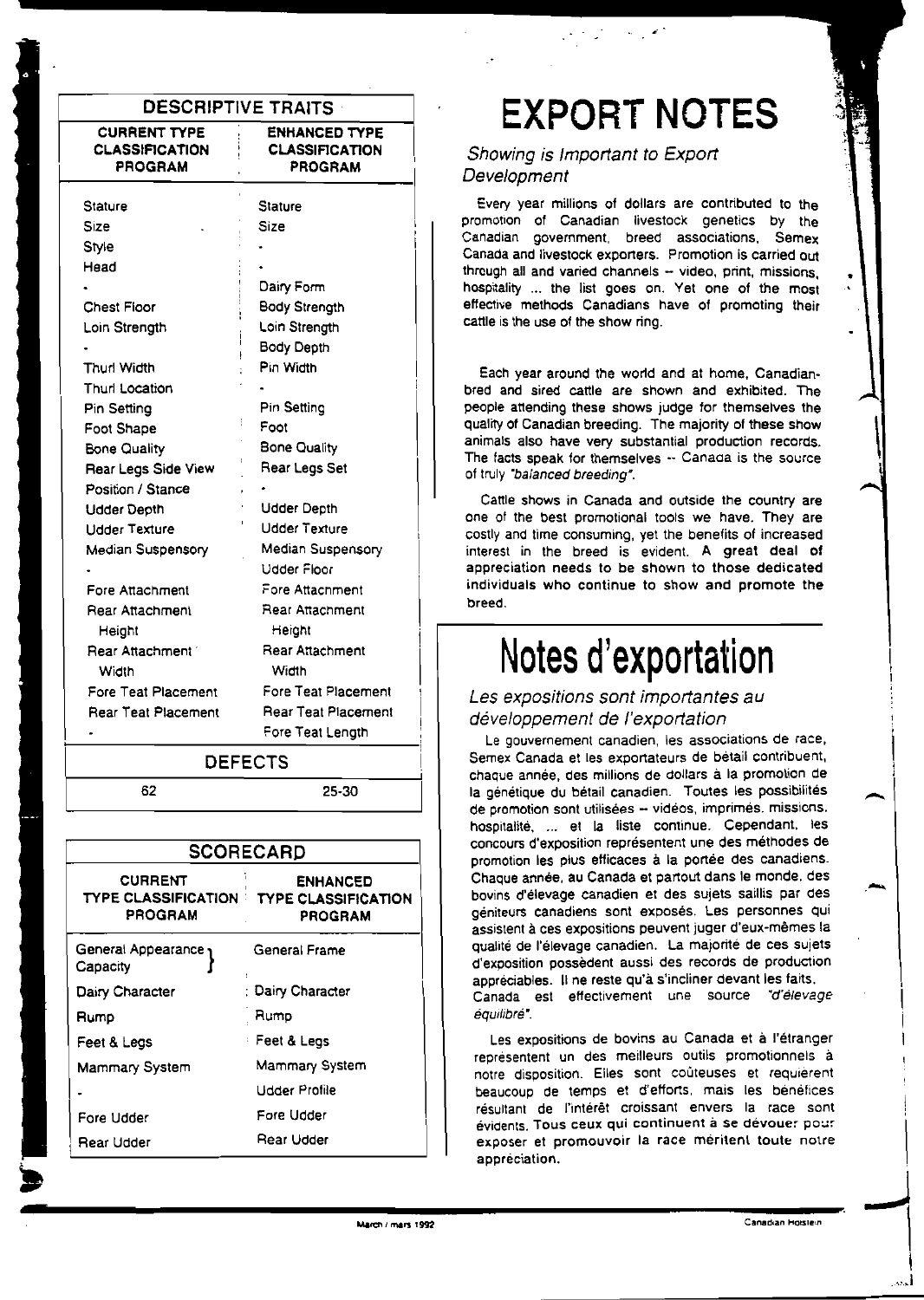| DESCRIPTIVE TRAITS | |
|---|---|
| **CURRENT TYPE CLASSIFICATION PROGRAM** | **ENHANCED TYPE CLASSIFICATION PROGRAM** |
| Stature | Stature |
| Size | Size |
| Style | - |
| Head | - |
| - | Dairy Form |
| Chest Floor | Body Strength |
| Loin Strength | Loin Strength |
| - | Body Depth |
| Thurl Width | Pin Width |
| Thurl Location | - |
| Pin Setting | Pin Setting |
| Foot Shape | Foot |
| Bone Quality | Bone Quality |
| Rear Legs Side View | Rear Legs Set |
| Position / Stance | - |
| Udder Depth | Udder Depth |
| Udder Texture | Udder Texture |
| Median Suspensory | Median Suspensory |
| - | Udder Floor |
| Fore Attachment | Fore Attachment |
| Rear Attachment Height | Rear Attachment Height |
| Rear Attachment Width | Rear Attachment Width |
| Fore Teat Placement | Fore Teat Placement |
| Rear Teat Placement | Rear Teat Placement |
| - | Fore Teat Length |
| **DEFECTS** | |
| 62 | 25-30 |

| SCORECARD | |
|---|---|
| **CURRENT TYPE CLASSIFICATION PROGRAM** | **ENHANCED TYPE CLASSIFICATION PROGRAM** |
| General Appearance } Capacity | General Frame |
| Dairy Character | Dairy Character |
| Rump | Rump |
| Feet & Legs | Feet & Legs |
| Mammary System | Mammary System |
| - | Udder Profile |
| Fore Udder | Fore Udder |
| Rear Udder | Rear Udder |

# EXPORT NOTES

*Showing is Important to Export Development*

Every year millions of dollars are contributed to the promotion of Canadian livestock genetics by the Canadian government, breed associations, Semex Canada and livestock exporters. Promotion is carried out through all and varied channels -- video, print, missions, hospitality ... the list goes on. Yet one of the most effective methods Canadians have of promoting their cattle is the use of the show ring.

Each year around the world and at home, Canadian-bred and sired cattle are shown and exhibited. The people attending these shows judge for themselves the quality of Canadian breeding. The majority of these show animals also have very substantial production records. The facts speak for themselves -- Canada is the source of truly *"balanced breeding"*.

Cattle shows in Canada and outside the country are one of the best promotional tools we have. They are costly and time consuming, yet the benefits of increased interest in the breed is evident. **A great deal of appreciation needs to be shown to those dedicated individuals who continue to show and promote the breed.**

# Notes d'exportation

*Les expositions sont importantes au développement de l'exportation*

Le gouvernement canadien, les associations de race, Semex Canada et les exportateurs de bétail contribuent, chaque année, des millions de dollars à la promotion de la génétique du bétail canadien. Toutes les possibilités de promotion sont utilisées -- vidéos, imprimés, missions, hospitalité, ... et la liste continue. Cependant, les concours d'exposition représentent une des méthodes de promotion les plus efficaces à la portée des canadiens. Chaque année, au Canada et partout dans le monde, des bovins d'élevage canadien et des sujets saillis par des géniteurs canadiens sont exposés. Les personnes qui assistent à ces expositions peuvent juger d'eux-mêmes la qualité de l'élevage canadien. La majorité de ces sujets d'exposition possèdent aussi des records de production appréciables. Il ne reste qu'à s'incliner devant les faits. Canada est effectivement une source *"d'élevage équilibré"*.

Les expositions de bovins au Canada et à l'étranger représentent un des meilleurs outils promotionnels à notre disposition. Elles sont coûteuses et requièrent beaucoup de temps et d'efforts, mais les bénéfices résultant de l'intérêt croissant envers la race sont évidents. **Tous ceux qui continuent à se dévouer pour exposer et promouvoir la race méritent toute notre appréciation.**